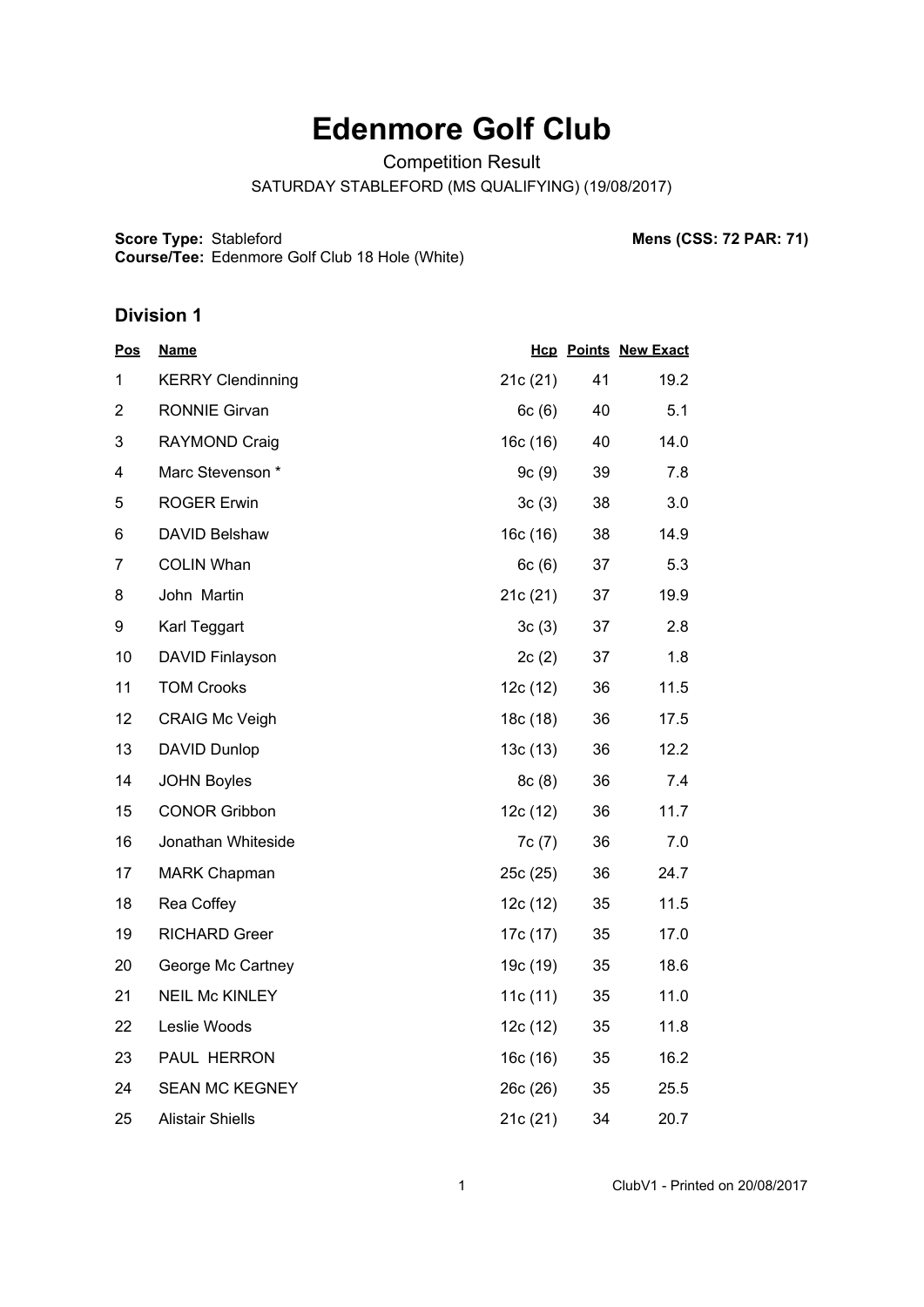# Edenmore Golf Club

Competition Result

SATURDAY STABLEFORD (MS QUALIFYING) (19/08/2017)

**Score Type:** Stableford
**Course/Tee:** Edenmore Golf Club 18 Hole (White)

**Mens (CSS: 72 PAR: 71)**

## Division 1

| Pos | Name | Hcp | Points | New Exact |
|---|---|---|---|---|
| 1 | KERRY Clendinning | 21c (21) | 41 | 19.2 |
| 2 | RONNIE Girvan | 6c (6) | 40 | 5.1 |
| 3 | RAYMOND Craig | 16c (16) | 40 | 14.0 |
| 4 | Marc Stevenson * | 9c (9) | 39 | 7.8 |
| 5 | ROGER Erwin | 3c (3) | 38 | 3.0 |
| 6 | DAVID Belshaw | 16c (16) | 38 | 14.9 |
| 7 | COLIN Whan | 6c (6) | 37 | 5.3 |
| 8 | John Martin | 21c (21) | 37 | 19.9 |
| 9 | Karl Teggart | 3c (3) | 37 | 2.8 |
| 10 | DAVID Finlayson | 2c (2) | 37 | 1.8 |
| 11 | TOM Crooks | 12c (12) | 36 | 11.5 |
| 12 | CRAIG Mc Veigh | 18c (18) | 36 | 17.5 |
| 13 | DAVID Dunlop | 13c (13) | 36 | 12.2 |
| 14 | JOHN Boyles | 8c (8) | 36 | 7.4 |
| 15 | CONOR Gribbon | 12c (12) | 36 | 11.7 |
| 16 | Jonathan Whiteside | 7c (7) | 36 | 7.0 |
| 17 | MARK Chapman | 25c (25) | 36 | 24.7 |
| 18 | Rea Coffey | 12c (12) | 35 | 11.5 |
| 19 | RICHARD Greer | 17c (17) | 35 | 17.0 |
| 20 | George Mc Cartney | 19c (19) | 35 | 18.6 |
| 21 | NEIL Mc KINLEY | 11c (11) | 35 | 11.0 |
| 22 | Leslie Woods | 12c (12) | 35 | 11.8 |
| 23 | PAUL HERRON | 16c (16) | 35 | 16.2 |
| 24 | SEAN MC KEGNEY | 26c (26) | 35 | 25.5 |
| 25 | Alistair Shiells | 21c (21) | 34 | 20.7 |

ClubV1 - Printed on 20/08/2017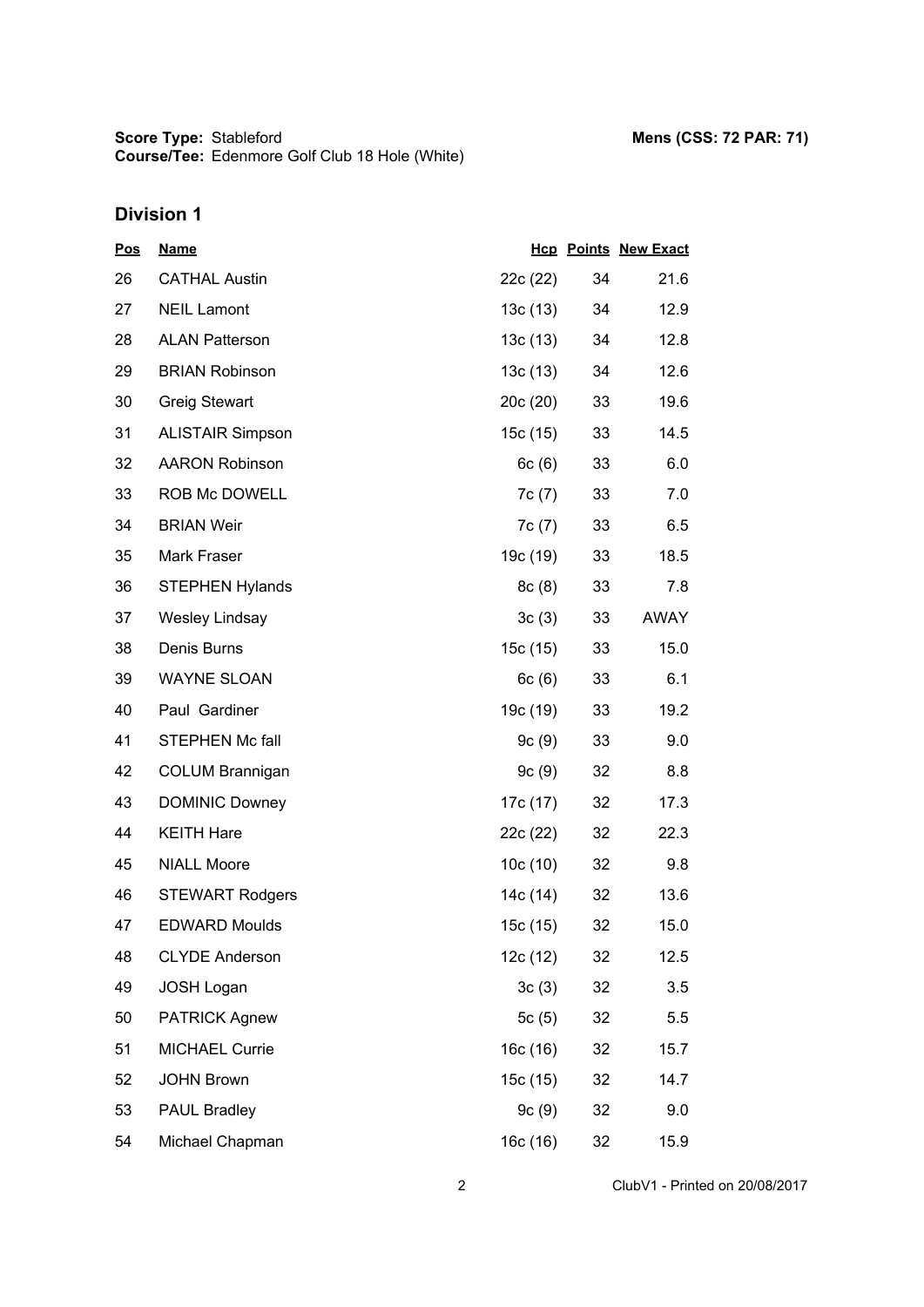**Score Type:** Stableford
**Course/Tee:** Edenmore Golf Club 18 Hole (White)

**Mens (CSS: 72 PAR: 71)**

## Division 1

| Pos | Name | Hcp | Points | New Exact |
|---|---|---|---|---|
| 26 | CATHAL Austin | 22c (22) | 34 | 21.6 |
| 27 | NEIL Lamont | 13c (13) | 34 | 12.9 |
| 28 | ALAN Patterson | 13c (13) | 34 | 12.8 |
| 29 | BRIAN Robinson | 13c (13) | 34 | 12.6 |
| 30 | Greig Stewart | 20c (20) | 33 | 19.6 |
| 31 | ALISTAIR Simpson | 15c (15) | 33 | 14.5 |
| 32 | AARON Robinson | 6c (6) | 33 | 6.0 |
| 33 | ROB Mc DOWELL | 7c (7) | 33 | 7.0 |
| 34 | BRIAN Weir | 7c (7) | 33 | 6.5 |
| 35 | Mark Fraser | 19c (19) | 33 | 18.5 |
| 36 | STEPHEN Hylands | 8c (8) | 33 | 7.8 |
| 37 | Wesley Lindsay | 3c (3) | 33 | AWAY |
| 38 | Denis Burns | 15c (15) | 33 | 15.0 |
| 39 | WAYNE SLOAN | 6c (6) | 33 | 6.1 |
| 40 | Paul Gardiner | 19c (19) | 33 | 19.2 |
| 41 | STEPHEN Mc fall | 9c (9) | 33 | 9.0 |
| 42 | COLUM Brannigan | 9c (9) | 32 | 8.8 |
| 43 | DOMINIC Downey | 17c (17) | 32 | 17.3 |
| 44 | KEITH Hare | 22c (22) | 32 | 22.3 |
| 45 | NIALL Moore | 10c (10) | 32 | 9.8 |
| 46 | STEWART Rodgers | 14c (14) | 32 | 13.6 |
| 47 | EDWARD Moulds | 15c (15) | 32 | 15.0 |
| 48 | CLYDE Anderson | 12c (12) | 32 | 12.5 |
| 49 | JOSH Logan | 3c (3) | 32 | 3.5 |
| 50 | PATRICK Agnew | 5c (5) | 32 | 5.5 |
| 51 | MICHAEL Currie | 16c (16) | 32 | 15.7 |
| 52 | JOHN Brown | 15c (15) | 32 | 14.7 |
| 53 | PAUL Bradley | 9c (9) | 32 | 9.0 |
| 54 | Michael Chapman | 16c (16) | 32 | 15.9 |

ClubV1 - Printed on 20/08/2017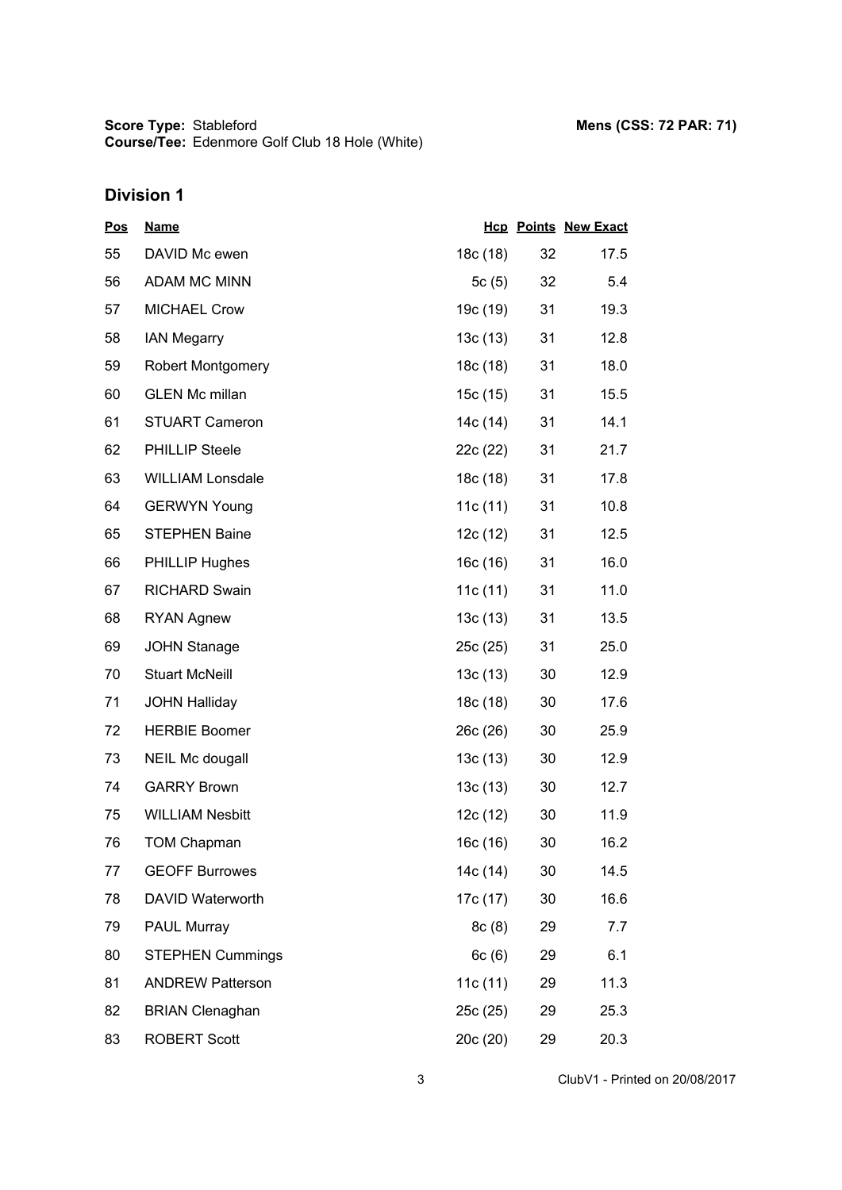**Score Type:** Stableford
**Course/Tee:** Edenmore Golf Club 18 Hole (White)

**Mens (CSS: 72 PAR: 71)**

## Division 1

| Pos | Name | Hcp | Points | New Exact |
|---|---|---|---|---|
| 55 | DAVID Mc ewen | 18c (18) | 32 | 17.5 |
| 56 | ADAM MC MINN | 5c (5) | 32 | 5.4 |
| 57 | MICHAEL Crow | 19c (19) | 31 | 19.3 |
| 58 | IAN Megarry | 13c (13) | 31 | 12.8 |
| 59 | Robert Montgomery | 18c (18) | 31 | 18.0 |
| 60 | GLEN Mc millan | 15c (15) | 31 | 15.5 |
| 61 | STUART Cameron | 14c (14) | 31 | 14.1 |
| 62 | PHILLIP Steele | 22c (22) | 31 | 21.7 |
| 63 | WILLIAM Lonsdale | 18c (18) | 31 | 17.8 |
| 64 | GERWYN Young | 11c (11) | 31 | 10.8 |
| 65 | STEPHEN Baine | 12c (12) | 31 | 12.5 |
| 66 | PHILLIP Hughes | 16c (16) | 31 | 16.0 |
| 67 | RICHARD Swain | 11c (11) | 31 | 11.0 |
| 68 | RYAN Agnew | 13c (13) | 31 | 13.5 |
| 69 | JOHN Stanage | 25c (25) | 31 | 25.0 |
| 70 | Stuart McNeill | 13c (13) | 30 | 12.9 |
| 71 | JOHN Halliday | 18c (18) | 30 | 17.6 |
| 72 | HERBIE Boomer | 26c (26) | 30 | 25.9 |
| 73 | NEIL Mc dougall | 13c (13) | 30 | 12.9 |
| 74 | GARRY Brown | 13c (13) | 30 | 12.7 |
| 75 | WILLIAM Nesbitt | 12c (12) | 30 | 11.9 |
| 76 | TOM Chapman | 16c (16) | 30 | 16.2 |
| 77 | GEOFF Burrowes | 14c (14) | 30 | 14.5 |
| 78 | DAVID Waterworth | 17c (17) | 30 | 16.6 |
| 79 | PAUL Murray | 8c (8) | 29 | 7.7 |
| 80 | STEPHEN Cummings | 6c (6) | 29 | 6.1 |
| 81 | ANDREW Patterson | 11c (11) | 29 | 11.3 |
| 82 | BRIAN Clenaghan | 25c (25) | 29 | 25.3 |
| 83 | ROBERT Scott | 20c (20) | 29 | 20.3 |

ClubV1 - Printed on 20/08/2017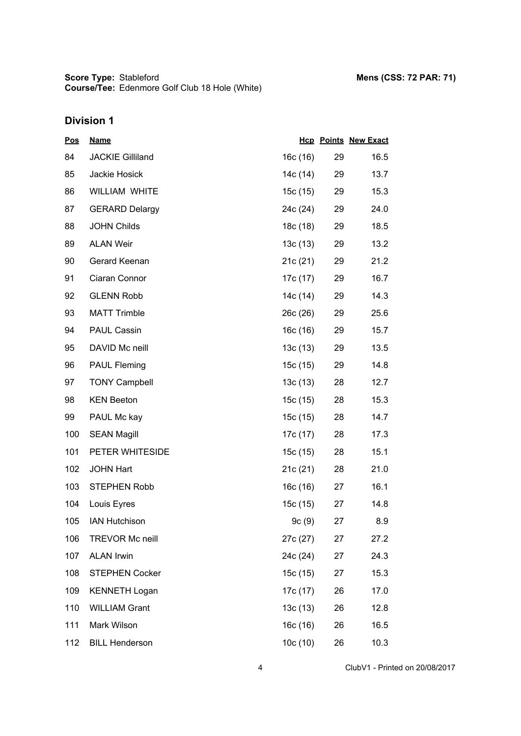**Score Type:** Stableford
**Course/Tee:** Edenmore Golf Club 18 Hole (White)

**Mens (CSS: 72 PAR: 71)**

## Division 1

| Pos | Name | Hcp | Points | New Exact |
|---|---|---|---|---|
| 84 | JACKIE Gilliland | 16c (16) | 29 | 16.5 |
| 85 | Jackie Hosick | 14c (14) | 29 | 13.7 |
| 86 | WILLIAM WHITE | 15c (15) | 29 | 15.3 |
| 87 | GERARD Delargy | 24c (24) | 29 | 24.0 |
| 88 | JOHN Childs | 18c (18) | 29 | 18.5 |
| 89 | ALAN Weir | 13c (13) | 29 | 13.2 |
| 90 | Gerard Keenan | 21c (21) | 29 | 21.2 |
| 91 | Ciaran Connor | 17c (17) | 29 | 16.7 |
| 92 | GLENN Robb | 14c (14) | 29 | 14.3 |
| 93 | MATT Trimble | 26c (26) | 29 | 25.6 |
| 94 | PAUL Cassin | 16c (16) | 29 | 15.7 |
| 95 | DAVID Mc neill | 13c (13) | 29 | 13.5 |
| 96 | PAUL Fleming | 15c (15) | 29 | 14.8 |
| 97 | TONY Campbell | 13c (13) | 28 | 12.7 |
| 98 | KEN Beeton | 15c (15) | 28 | 15.3 |
| 99 | PAUL Mc kay | 15c (15) | 28 | 14.7 |
| 100 | SEAN Magill | 17c (17) | 28 | 17.3 |
| 101 | PETER WHITESIDE | 15c (15) | 28 | 15.1 |
| 102 | JOHN Hart | 21c (21) | 28 | 21.0 |
| 103 | STEPHEN Robb | 16c (16) | 27 | 16.1 |
| 104 | Louis Eyres | 15c (15) | 27 | 14.8 |
| 105 | IAN Hutchison | 9c (9) | 27 | 8.9 |
| 106 | TREVOR Mc neill | 27c (27) | 27 | 27.2 |
| 107 | ALAN Irwin | 24c (24) | 27 | 24.3 |
| 108 | STEPHEN Cocker | 15c (15) | 27 | 15.3 |
| 109 | KENNETH Logan | 17c (17) | 26 | 17.0 |
| 110 | WILLIAM Grant | 13c (13) | 26 | 12.8 |
| 111 | Mark Wilson | 16c (16) | 26 | 16.5 |
| 112 | BILL Henderson | 10c (10) | 26 | 10.3 |

ClubV1 - Printed on 20/08/2017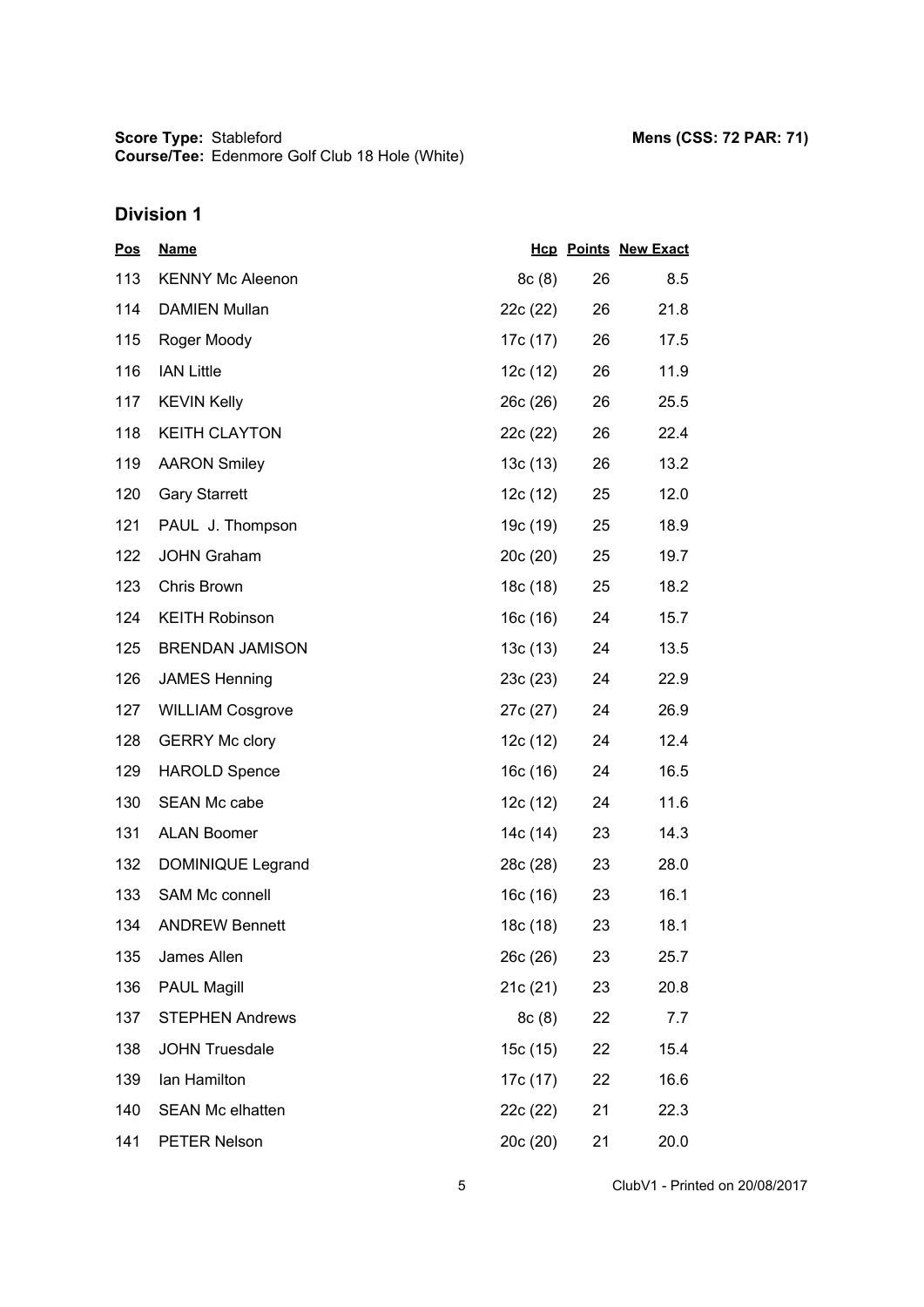**Score Type:** Stableford
**Course/Tee:** Edenmore Golf Club 18 Hole (White)

**Mens (CSS: 72 PAR: 71)**

## Division 1

| Pos | Name | Hcp | Points | New Exact |
|---|---|---|---|---|
| 113 | KENNY Mc Aleenon | 8c (8) | 26 | 8.5 |
| 114 | DAMIEN Mullan | 22c (22) | 26 | 21.8 |
| 115 | Roger Moody | 17c (17) | 26 | 17.5 |
| 116 | IAN Little | 12c (12) | 26 | 11.9 |
| 117 | KEVIN Kelly | 26c (26) | 26 | 25.5 |
| 118 | KEITH CLAYTON | 22c (22) | 26 | 22.4 |
| 119 | AARON Smiley | 13c (13) | 26 | 13.2 |
| 120 | Gary Starrett | 12c (12) | 25 | 12.0 |
| 121 | PAUL J. Thompson | 19c (19) | 25 | 18.9 |
| 122 | JOHN Graham | 20c (20) | 25 | 19.7 |
| 123 | Chris Brown | 18c (18) | 25 | 18.2 |
| 124 | KEITH Robinson | 16c (16) | 24 | 15.7 |
| 125 | BRENDAN JAMISON | 13c (13) | 24 | 13.5 |
| 126 | JAMES Henning | 23c (23) | 24 | 22.9 |
| 127 | WILLIAM Cosgrove | 27c (27) | 24 | 26.9 |
| 128 | GERRY Mc clory | 12c (12) | 24 | 12.4 |
| 129 | HAROLD Spence | 16c (16) | 24 | 16.5 |
| 130 | SEAN Mc cabe | 12c (12) | 24 | 11.6 |
| 131 | ALAN Boomer | 14c (14) | 23 | 14.3 |
| 132 | DOMINIQUE Legrand | 28c (28) | 23 | 28.0 |
| 133 | SAM Mc connell | 16c (16) | 23 | 16.1 |
| 134 | ANDREW Bennett | 18c (18) | 23 | 18.1 |
| 135 | James Allen | 26c (26) | 23 | 25.7 |
| 136 | PAUL Magill | 21c (21) | 23 | 20.8 |
| 137 | STEPHEN Andrews | 8c (8) | 22 | 7.7 |
| 138 | JOHN Truesdale | 15c (15) | 22 | 15.4 |
| 139 | Ian Hamilton | 17c (17) | 22 | 16.6 |
| 140 | SEAN Mc elhatten | 22c (22) | 21 | 22.3 |
| 141 | PETER Nelson | 20c (20) | 21 | 20.0 |

ClubV1 - Printed on 20/08/2017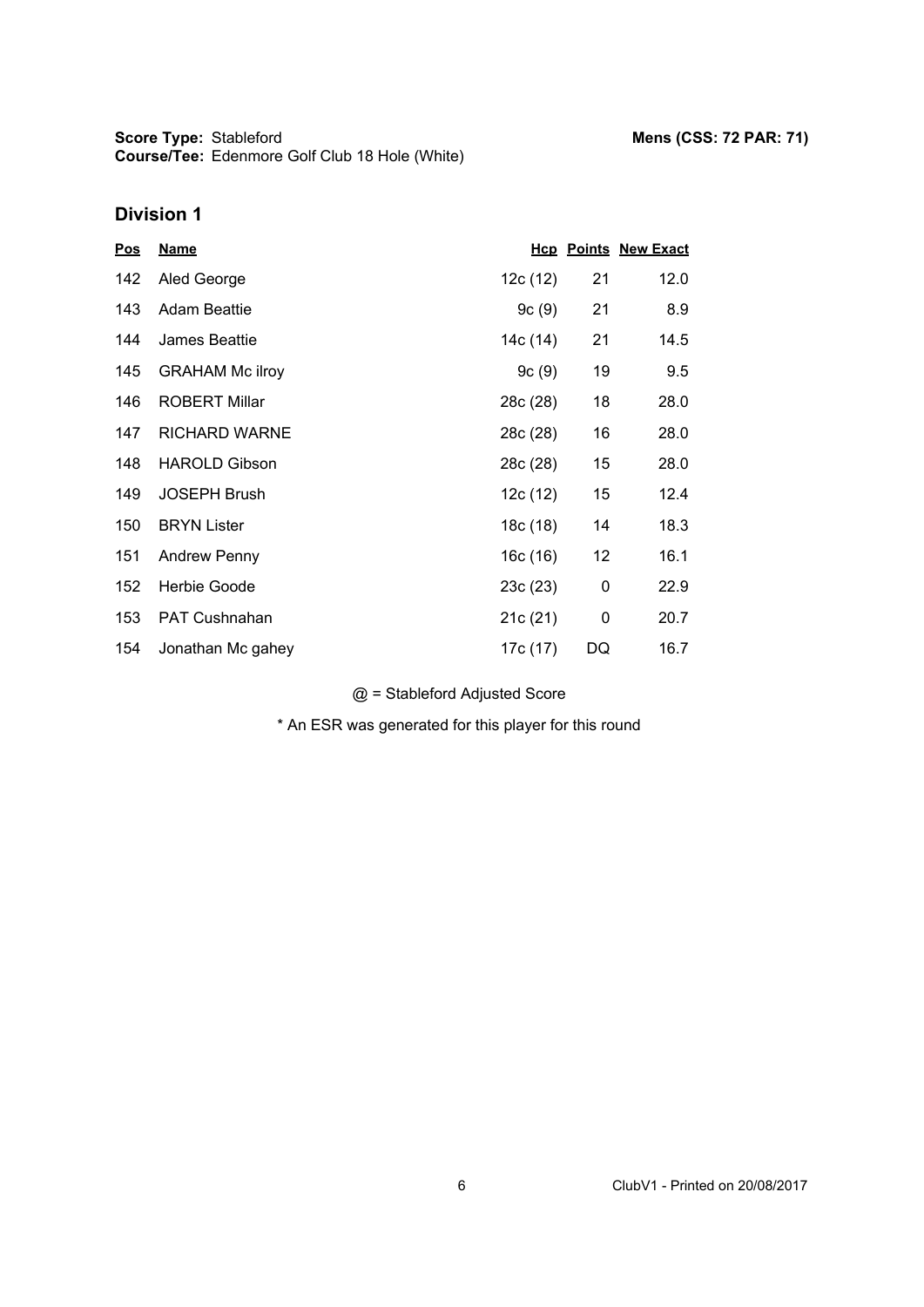**Score Type:** Stableford
**Course/Tee:** Edenmore Golf Club 18 Hole (White)

**Mens (CSS: 72 PAR: 71)**

## Division 1

| Pos | Name | Hcp | Points | New Exact |
|---|---|---|---|---|
| 142 | Aled George | 12c (12) | 21 | 12.0 |
| 143 | Adam Beattie | 9c (9) | 21 | 8.9 |
| 144 | James Beattie | 14c (14) | 21 | 14.5 |
| 145 | GRAHAM Mc ilroy | 9c (9) | 19 | 9.5 |
| 146 | ROBERT Millar | 28c (28) | 18 | 28.0 |
| 147 | RICHARD WARNE | 28c (28) | 16 | 28.0 |
| 148 | HAROLD Gibson | 28c (28) | 15 | 28.0 |
| 149 | JOSEPH Brush | 12c (12) | 15 | 12.4 |
| 150 | BRYN Lister | 18c (18) | 14 | 18.3 |
| 151 | Andrew Penny | 16c (16) | 12 | 16.1 |
| 152 | Herbie Goode | 23c (23) | 0 | 22.9 |
| 153 | PAT Cushnahan | 21c (21) | 0 | 20.7 |
| 154 | Jonathan Mc gahey | 17c (17) | DQ | 16.7 |

@ = Stableford Adjusted Score

* An ESR was generated for this player for this round

ClubV1 - Printed on 20/08/2017